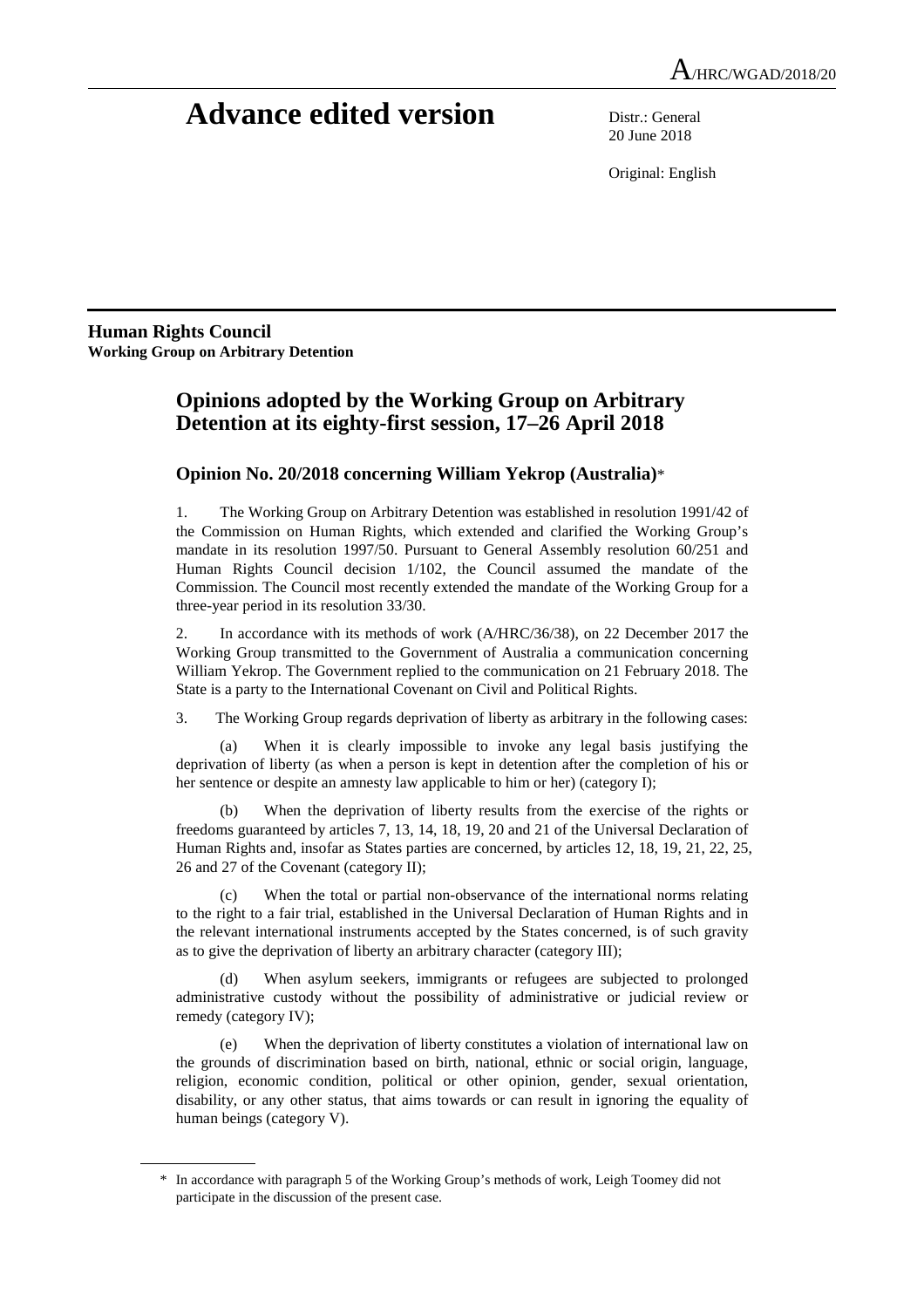A/HRC/WGAD/2018/20

# Advance edited version

Distr.: General
20 June 2018

Original: English

**Human Rights Council**
**Working Group on Arbitrary Detention**

## Opinions adopted by the Working Group on Arbitrary Detention at its eighty-first session, 17–26 April 2018

### Opinion No. 20/2018 concerning William Yekrop (Australia)*

1. The Working Group on Arbitrary Detention was established in resolution 1991/42 of the Commission on Human Rights, which extended and clarified the Working Group's mandate in its resolution 1997/50. Pursuant to General Assembly resolution 60/251 and Human Rights Council decision 1/102, the Council assumed the mandate of the Commission. The Council most recently extended the mandate of the Working Group for a three-year period in its resolution 33/30.

2. In accordance with its methods of work (A/HRC/36/38), on 22 December 2017 the Working Group transmitted to the Government of Australia a communication concerning William Yekrop. The Government replied to the communication on 21 February 2018. The State is a party to the International Covenant on Civil and Political Rights.

3. The Working Group regards deprivation of liberty as arbitrary in the following cases:

(a) When it is clearly impossible to invoke any legal basis justifying the deprivation of liberty (as when a person is kept in detention after the completion of his or her sentence or despite an amnesty law applicable to him or her) (category I);

(b) When the deprivation of liberty results from the exercise of the rights or freedoms guaranteed by articles 7, 13, 14, 18, 19, 20 and 21 of the Universal Declaration of Human Rights and, insofar as States parties are concerned, by articles 12, 18, 19, 21, 22, 25, 26 and 27 of the Covenant (category II);

(c) When the total or partial non-observance of the international norms relating to the right to a fair trial, established in the Universal Declaration of Human Rights and in the relevant international instruments accepted by the States concerned, is of such gravity as to give the deprivation of liberty an arbitrary character (category III);

(d) When asylum seekers, immigrants or refugees are subjected to prolonged administrative custody without the possibility of administrative or judicial review or remedy (category IV);

(e) When the deprivation of liberty constitutes a violation of international law on the grounds of discrimination based on birth, national, ethnic or social origin, language, religion, economic condition, political or other opinion, gender, sexual orientation, disability, or any other status, that aims towards or can result in ignoring the equality of human beings (category V).

* In accordance with paragraph 5 of the Working Group's methods of work, Leigh Toomey did not participate in the discussion of the present case.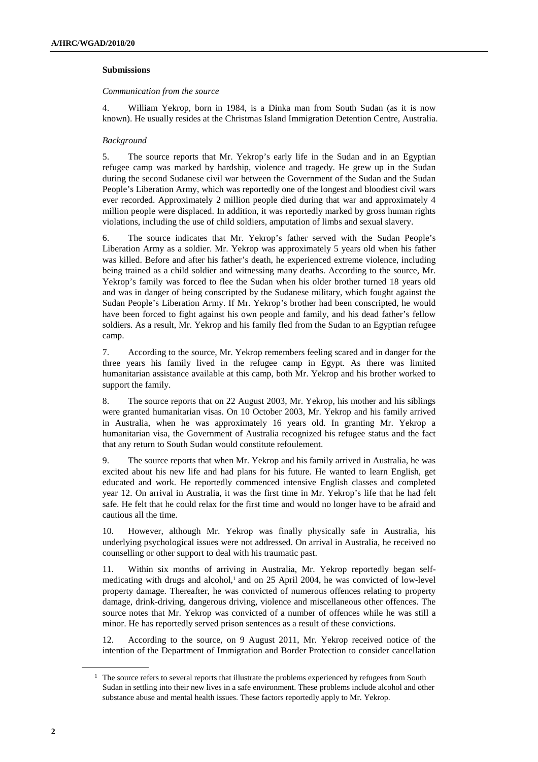### Submissions

*Communication from the source*

4. William Yekrop, born in 1984, is a Dinka man from South Sudan (as it is now known). He usually resides at the Christmas Island Immigration Detention Centre, Australia.

*Background*

5. The source reports that Mr. Yekrop's early life in the Sudan and in an Egyptian refugee camp was marked by hardship, violence and tragedy. He grew up in the Sudan during the second Sudanese civil war between the Government of the Sudan and the Sudan People's Liberation Army, which was reportedly one of the longest and bloodiest civil wars ever recorded. Approximately 2 million people died during that war and approximately 4 million people were displaced. In addition, it was reportedly marked by gross human rights violations, including the use of child soldiers, amputation of limbs and sexual slavery.

6. The source indicates that Mr. Yekrop's father served with the Sudan People's Liberation Army as a soldier. Mr. Yekrop was approximately 5 years old when his father was killed. Before and after his father's death, he experienced extreme violence, including being trained as a child soldier and witnessing many deaths. According to the source, Mr. Yekrop's family was forced to flee the Sudan when his older brother turned 18 years old and was in danger of being conscripted by the Sudanese military, which fought against the Sudan People's Liberation Army. If Mr. Yekrop's brother had been conscripted, he would have been forced to fight against his own people and family, and his dead father's fellow soldiers. As a result, Mr. Yekrop and his family fled from the Sudan to an Egyptian refugee camp.

7. According to the source, Mr. Yekrop remembers feeling scared and in danger for the three years his family lived in the refugee camp in Egypt. As there was limited humanitarian assistance available at this camp, both Mr. Yekrop and his brother worked to support the family.

8. The source reports that on 22 August 2003, Mr. Yekrop, his mother and his siblings were granted humanitarian visas. On 10 October 2003, Mr. Yekrop and his family arrived in Australia, when he was approximately 16 years old. In granting Mr. Yekrop a humanitarian visa, the Government of Australia recognized his refugee status and the fact that any return to South Sudan would constitute refoulement.

9. The source reports that when Mr. Yekrop and his family arrived in Australia, he was excited about his new life and had plans for his future. He wanted to learn English, get educated and work. He reportedly commenced intensive English classes and completed year 12. On arrival in Australia, it was the first time in Mr. Yekrop's life that he had felt safe. He felt that he could relax for the first time and would no longer have to be afraid and cautious all the time.

10. However, although Mr. Yekrop was finally physically safe in Australia, his underlying psychological issues were not addressed. On arrival in Australia, he received no counselling or other support to deal with his traumatic past.

11. Within six months of arriving in Australia, Mr. Yekrop reportedly began self-medicating with drugs and alcohol,[1] and on 25 April 2004, he was convicted of low-level property damage. Thereafter, he was convicted of numerous offences relating to property damage, drink-driving, dangerous driving, violence and miscellaneous other offences. The source notes that Mr. Yekrop was convicted of a number of offences while he was still a minor. He has reportedly served prison sentences as a result of these convictions.

12. According to the source, on 9 August 2011, Mr. Yekrop received notice of the intention of the Department of Immigration and Border Protection to consider cancellation

---

[1] The source refers to several reports that illustrate the problems experienced by refugees from South Sudan in settling into their new lives in a safe environment. These problems include alcohol and other substance abuse and mental health issues. These factors reportedly apply to Mr. Yekrop.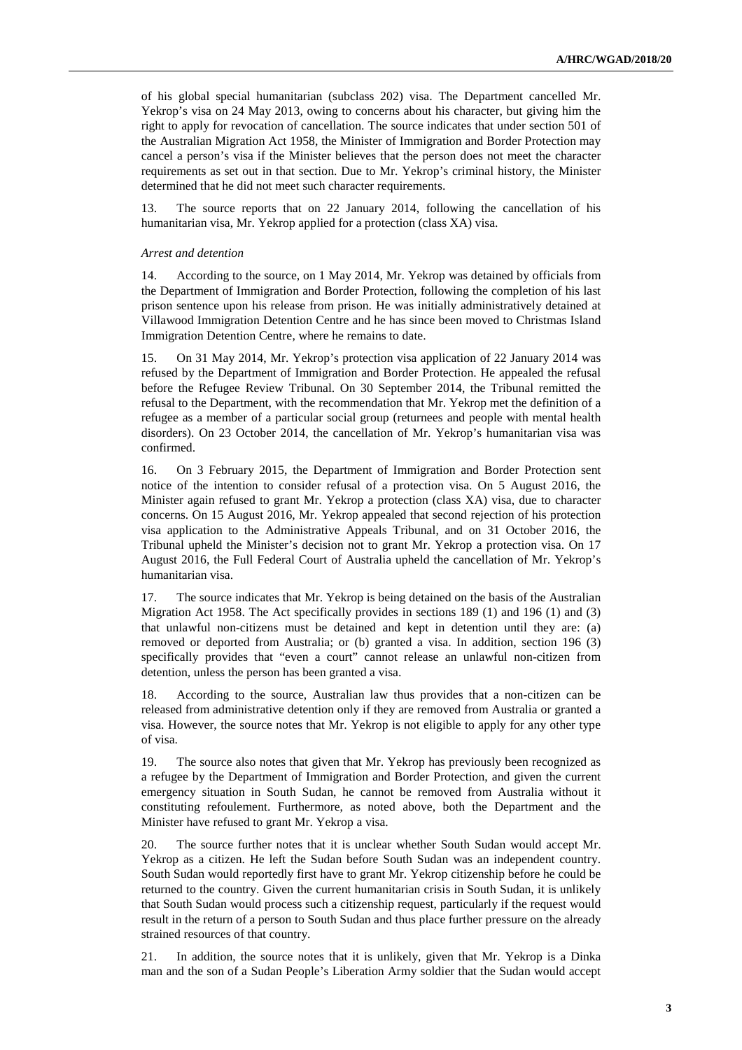of his global special humanitarian (subclass 202) visa. The Department cancelled Mr. Yekrop's visa on 24 May 2013, owing to concerns about his character, but giving him the right to apply for revocation of cancellation. The source indicates that under section 501 of the Australian Migration Act 1958, the Minister of Immigration and Border Protection may cancel a person's visa if the Minister believes that the person does not meet the character requirements as set out in that section. Due to Mr. Yekrop's criminal history, the Minister determined that he did not meet such character requirements.

13. The source reports that on 22 January 2014, following the cancellation of his humanitarian visa, Mr. Yekrop applied for a protection (class XA) visa.

*Arrest and detention*

14. According to the source, on 1 May 2014, Mr. Yekrop was detained by officials from the Department of Immigration and Border Protection, following the completion of his last prison sentence upon his release from prison. He was initially administratively detained at Villawood Immigration Detention Centre and he has since been moved to Christmas Island Immigration Detention Centre, where he remains to date.

15. On 31 May 2014, Mr. Yekrop's protection visa application of 22 January 2014 was refused by the Department of Immigration and Border Protection. He appealed the refusal before the Refugee Review Tribunal. On 30 September 2014, the Tribunal remitted the refusal to the Department, with the recommendation that Mr. Yekrop met the definition of a refugee as a member of a particular social group (returnees and people with mental health disorders). On 23 October 2014, the cancellation of Mr. Yekrop's humanitarian visa was confirmed.

16. On 3 February 2015, the Department of Immigration and Border Protection sent notice of the intention to consider refusal of a protection visa. On 5 August 2016, the Minister again refused to grant Mr. Yekrop a protection (class XA) visa, due to character concerns. On 15 August 2016, Mr. Yekrop appealed that second rejection of his protection visa application to the Administrative Appeals Tribunal, and on 31 October 2016, the Tribunal upheld the Minister's decision not to grant Mr. Yekrop a protection visa. On 17 August 2016, the Full Federal Court of Australia upheld the cancellation of Mr. Yekrop's humanitarian visa.

17. The source indicates that Mr. Yekrop is being detained on the basis of the Australian Migration Act 1958. The Act specifically provides in sections 189 (1) and 196 (1) and (3) that unlawful non-citizens must be detained and kept in detention until they are: (a) removed or deported from Australia; or (b) granted a visa. In addition, section 196 (3) specifically provides that "even a court" cannot release an unlawful non-citizen from detention, unless the person has been granted a visa.

18. According to the source, Australian law thus provides that a non-citizen can be released from administrative detention only if they are removed from Australia or granted a visa. However, the source notes that Mr. Yekrop is not eligible to apply for any other type of visa.

19. The source also notes that given that Mr. Yekrop has previously been recognized as a refugee by the Department of Immigration and Border Protection, and given the current emergency situation in South Sudan, he cannot be removed from Australia without it constituting refoulement. Furthermore, as noted above, both the Department and the Minister have refused to grant Mr. Yekrop a visa.

20. The source further notes that it is unclear whether South Sudan would accept Mr. Yekrop as a citizen. He left the Sudan before South Sudan was an independent country. South Sudan would reportedly first have to grant Mr. Yekrop citizenship before he could be returned to the country. Given the current humanitarian crisis in South Sudan, it is unlikely that South Sudan would process such a citizenship request, particularly if the request would result in the return of a person to South Sudan and thus place further pressure on the already strained resources of that country.

21. In addition, the source notes that it is unlikely, given that Mr. Yekrop is a Dinka man and the son of a Sudan People's Liberation Army soldier that the Sudan would accept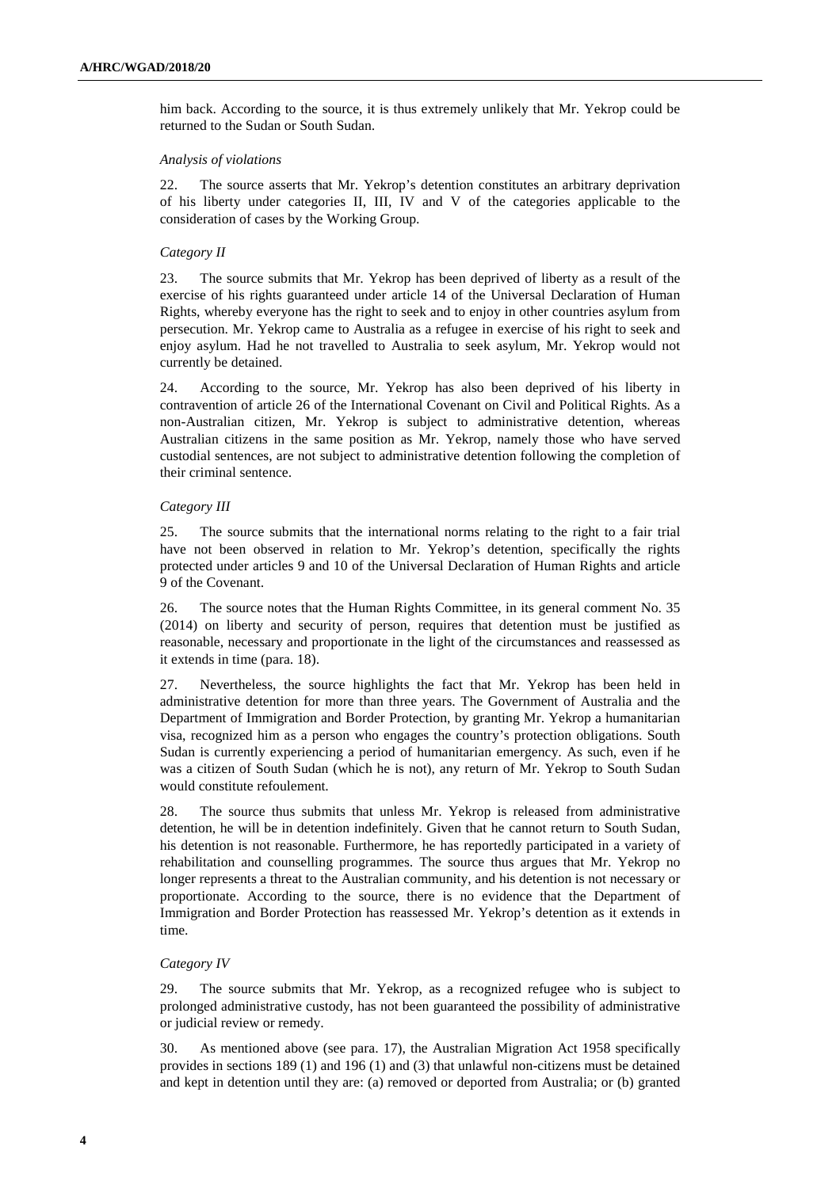him back. According to the source, it is thus extremely unlikely that Mr. Yekrop could be returned to the Sudan or South Sudan.

*Analysis of violations*

22. The source asserts that Mr. Yekrop's detention constitutes an arbitrary deprivation of his liberty under categories II, III, IV and V of the categories applicable to the consideration of cases by the Working Group.

*Category II*

23. The source submits that Mr. Yekrop has been deprived of liberty as a result of the exercise of his rights guaranteed under article 14 of the Universal Declaration of Human Rights, whereby everyone has the right to seek and to enjoy in other countries asylum from persecution. Mr. Yekrop came to Australia as a refugee in exercise of his right to seek and enjoy asylum. Had he not travelled to Australia to seek asylum, Mr. Yekrop would not currently be detained.

24. According to the source, Mr. Yekrop has also been deprived of his liberty in contravention of article 26 of the International Covenant on Civil and Political Rights. As a non-Australian citizen, Mr. Yekrop is subject to administrative detention, whereas Australian citizens in the same position as Mr. Yekrop, namely those who have served custodial sentences, are not subject to administrative detention following the completion of their criminal sentence.

*Category III*

25. The source submits that the international norms relating to the right to a fair trial have not been observed in relation to Mr. Yekrop's detention, specifically the rights protected under articles 9 and 10 of the Universal Declaration of Human Rights and article 9 of the Covenant.

26. The source notes that the Human Rights Committee, in its general comment No. 35 (2014) on liberty and security of person, requires that detention must be justified as reasonable, necessary and proportionate in the light of the circumstances and reassessed as it extends in time (para. 18).

27. Nevertheless, the source highlights the fact that Mr. Yekrop has been held in administrative detention for more than three years. The Government of Australia and the Department of Immigration and Border Protection, by granting Mr. Yekrop a humanitarian visa, recognized him as a person who engages the country's protection obligations. South Sudan is currently experiencing a period of humanitarian emergency. As such, even if he was a citizen of South Sudan (which he is not), any return of Mr. Yekrop to South Sudan would constitute refoulement.

28. The source thus submits that unless Mr. Yekrop is released from administrative detention, he will be in detention indefinitely. Given that he cannot return to South Sudan, his detention is not reasonable. Furthermore, he has reportedly participated in a variety of rehabilitation and counselling programmes. The source thus argues that Mr. Yekrop no longer represents a threat to the Australian community, and his detention is not necessary or proportionate. According to the source, there is no evidence that the Department of Immigration and Border Protection has reassessed Mr. Yekrop's detention as it extends in time.

*Category IV*

29. The source submits that Mr. Yekrop, as a recognized refugee who is subject to prolonged administrative custody, has not been guaranteed the possibility of administrative or judicial review or remedy.

30. As mentioned above (see para. 17), the Australian Migration Act 1958 specifically provides in sections 189 (1) and 196 (1) and (3) that unlawful non-citizens must be detained and kept in detention until they are: (a) removed or deported from Australia; or (b) granted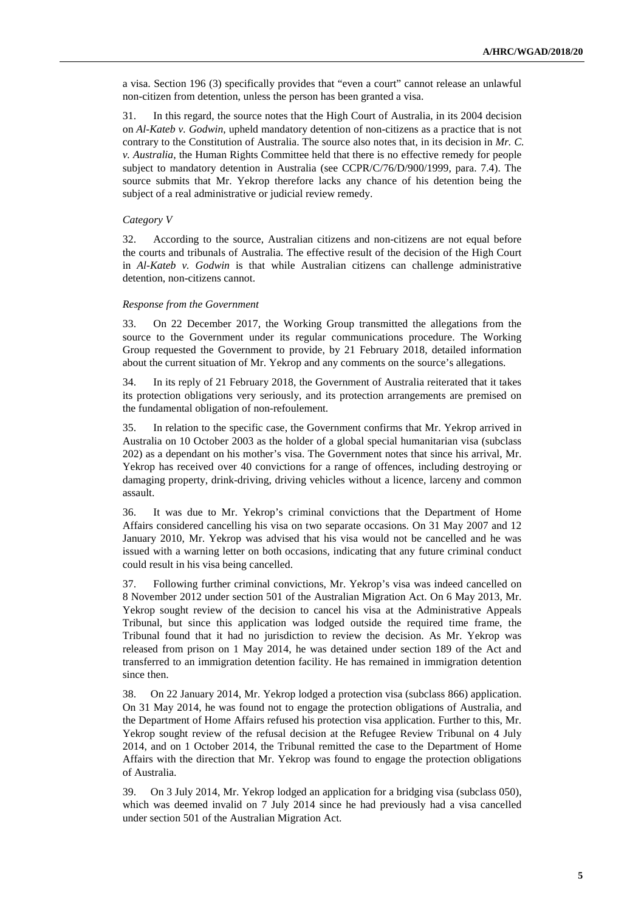a visa. Section 196 (3) specifically provides that "even a court" cannot release an unlawful non-citizen from detention, unless the person has been granted a visa.

31. In this regard, the source notes that the High Court of Australia, in its 2004 decision on *Al-Kateb v. Godwin*, upheld mandatory detention of non-citizens as a practice that is not contrary to the Constitution of Australia. The source also notes that, in its decision in *Mr. C. v. Australia*, the Human Rights Committee held that there is no effective remedy for people subject to mandatory detention in Australia (see CCPR/C/76/D/900/1999, para. 7.4). The source submits that Mr. Yekrop therefore lacks any chance of his detention being the subject of a real administrative or judicial review remedy.

*Category V*

32. According to the source, Australian citizens and non-citizens are not equal before the courts and tribunals of Australia. The effective result of the decision of the High Court in *Al-Kateb v. Godwin* is that while Australian citizens can challenge administrative detention, non-citizens cannot.

*Response from the Government*

33. On 22 December 2017, the Working Group transmitted the allegations from the source to the Government under its regular communications procedure. The Working Group requested the Government to provide, by 21 February 2018, detailed information about the current situation of Mr. Yekrop and any comments on the source's allegations.

34. In its reply of 21 February 2018, the Government of Australia reiterated that it takes its protection obligations very seriously, and its protection arrangements are premised on the fundamental obligation of non-refoulement.

35. In relation to the specific case, the Government confirms that Mr. Yekrop arrived in Australia on 10 October 2003 as the holder of a global special humanitarian visa (subclass 202) as a dependant on his mother's visa. The Government notes that since his arrival, Mr. Yekrop has received over 40 convictions for a range of offences, including destroying or damaging property, drink-driving, driving vehicles without a licence, larceny and common assault.

36. It was due to Mr. Yekrop's criminal convictions that the Department of Home Affairs considered cancelling his visa on two separate occasions. On 31 May 2007 and 12 January 2010, Mr. Yekrop was advised that his visa would not be cancelled and he was issued with a warning letter on both occasions, indicating that any future criminal conduct could result in his visa being cancelled.

37. Following further criminal convictions, Mr. Yekrop's visa was indeed cancelled on 8 November 2012 under section 501 of the Australian Migration Act. On 6 May 2013, Mr. Yekrop sought review of the decision to cancel his visa at the Administrative Appeals Tribunal, but since this application was lodged outside the required time frame, the Tribunal found that it had no jurisdiction to review the decision. As Mr. Yekrop was released from prison on 1 May 2014, he was detained under section 189 of the Act and transferred to an immigration detention facility. He has remained in immigration detention since then.

38. On 22 January 2014, Mr. Yekrop lodged a protection visa (subclass 866) application. On 31 May 2014, he was found not to engage the protection obligations of Australia, and the Department of Home Affairs refused his protection visa application. Further to this, Mr. Yekrop sought review of the refusal decision at the Refugee Review Tribunal on 4 July 2014, and on 1 October 2014, the Tribunal remitted the case to the Department of Home Affairs with the direction that Mr. Yekrop was found to engage the protection obligations of Australia.

39. On 3 July 2014, Mr. Yekrop lodged an application for a bridging visa (subclass 050), which was deemed invalid on 7 July 2014 since he had previously had a visa cancelled under section 501 of the Australian Migration Act.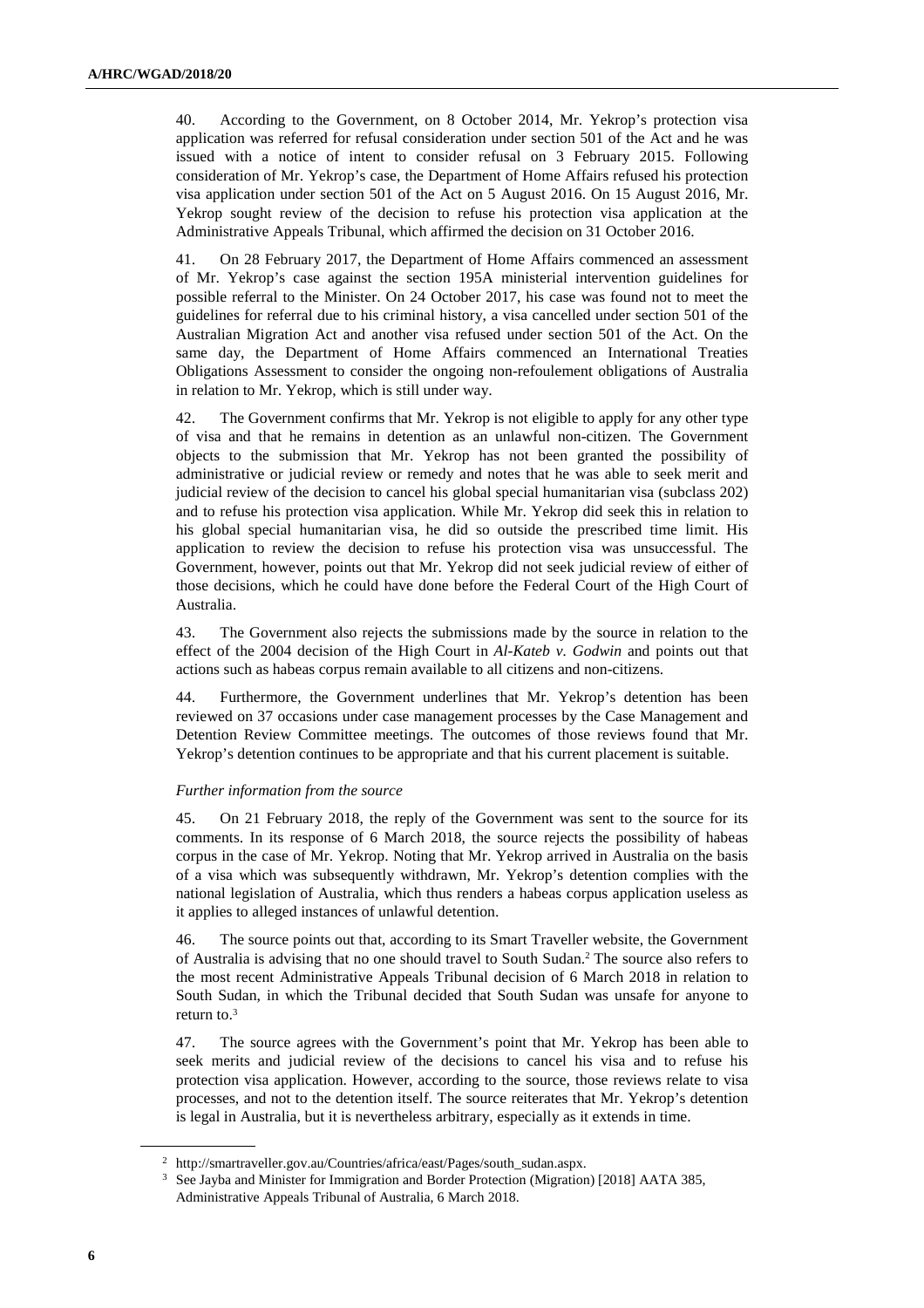40. According to the Government, on 8 October 2014, Mr. Yekrop's protection visa application was referred for refusal consideration under section 501 of the Act and he was issued with a notice of intent to consider refusal on 3 February 2015. Following consideration of Mr. Yekrop's case, the Department of Home Affairs refused his protection visa application under section 501 of the Act on 5 August 2016. On 15 August 2016, Mr. Yekrop sought review of the decision to refuse his protection visa application at the Administrative Appeals Tribunal, which affirmed the decision on 31 October 2016.

41. On 28 February 2017, the Department of Home Affairs commenced an assessment of Mr. Yekrop's case against the section 195A ministerial intervention guidelines for possible referral to the Minister. On 24 October 2017, his case was found not to meet the guidelines for referral due to his criminal history, a visa cancelled under section 501 of the Australian Migration Act and another visa refused under section 501 of the Act. On the same day, the Department of Home Affairs commenced an International Treaties Obligations Assessment to consider the ongoing non-refoulement obligations of Australia in relation to Mr. Yekrop, which is still under way.

42. The Government confirms that Mr. Yekrop is not eligible to apply for any other type of visa and that he remains in detention as an unlawful non-citizen. The Government objects to the submission that Mr. Yekrop has not been granted the possibility of administrative or judicial review or remedy and notes that he was able to seek merit and judicial review of the decision to cancel his global special humanitarian visa (subclass 202) and to refuse his protection visa application. While Mr. Yekrop did seek this in relation to his global special humanitarian visa, he did so outside the prescribed time limit. His application to review the decision to refuse his protection visa was unsuccessful. The Government, however, points out that Mr. Yekrop did not seek judicial review of either of those decisions, which he could have done before the Federal Court of the High Court of Australia.

43. The Government also rejects the submissions made by the source in relation to the effect of the 2004 decision of the High Court in *Al-Kateb v. Godwin* and points out that actions such as habeas corpus remain available to all citizens and non-citizens.

44. Furthermore, the Government underlines that Mr. Yekrop's detention has been reviewed on 37 occasions under case management processes by the Case Management and Detention Review Committee meetings. The outcomes of those reviews found that Mr. Yekrop's detention continues to be appropriate and that his current placement is suitable.

*Further information from the source*

45. On 21 February 2018, the reply of the Government was sent to the source for its comments. In its response of 6 March 2018, the source rejects the possibility of habeas corpus in the case of Mr. Yekrop. Noting that Mr. Yekrop arrived in Australia on the basis of a visa which was subsequently withdrawn, Mr. Yekrop's detention complies with the national legislation of Australia, which thus renders a habeas corpus application useless as it applies to alleged instances of unlawful detention.

46. The source points out that, according to its Smart Traveller website, the Government of Australia is advising that no one should travel to South Sudan.[2] The source also refers to the most recent Administrative Appeals Tribunal decision of 6 March 2018 in relation to South Sudan, in which the Tribunal decided that South Sudan was unsafe for anyone to return to.[3]

47. The source agrees with the Government's point that Mr. Yekrop has been able to seek merits and judicial review of the decisions to cancel his visa and to refuse his protection visa application. However, according to the source, those reviews relate to visa processes, and not to the detention itself. The source reiterates that Mr. Yekrop's detention is legal in Australia, but it is nevertheless arbitrary, especially as it extends in time.

---

[2] http://smartraveller.gov.au/Countries/africa/east/Pages/south_sudan.aspx.

[3] See Jayba and Minister for Immigration and Border Protection (Migration) [2018] AATA 385, Administrative Appeals Tribunal of Australia, 6 March 2018.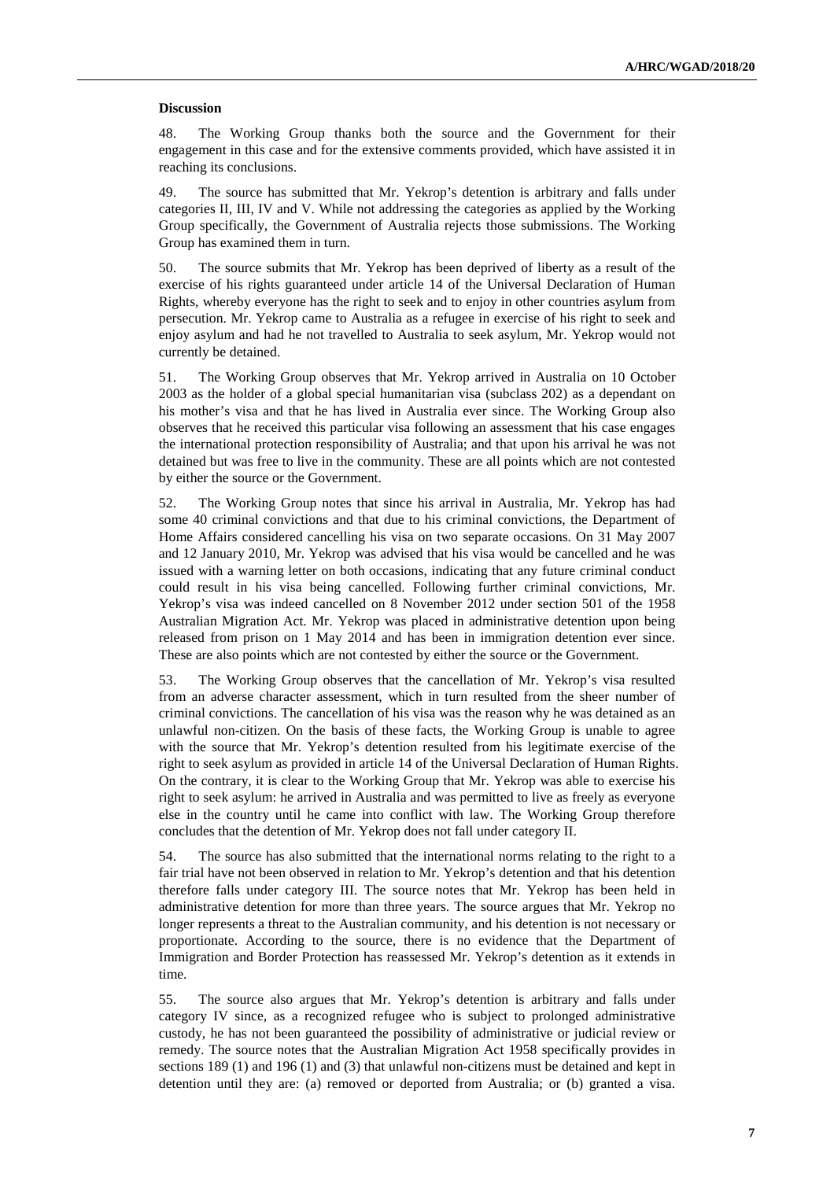**Discussion**

48. The Working Group thanks both the source and the Government for their engagement in this case and for the extensive comments provided, which have assisted it in reaching its conclusions.

49. The source has submitted that Mr. Yekrop's detention is arbitrary and falls under categories II, III, IV and V. While not addressing the categories as applied by the Working Group specifically, the Government of Australia rejects those submissions. The Working Group has examined them in turn.

50. The source submits that Mr. Yekrop has been deprived of liberty as a result of the exercise of his rights guaranteed under article 14 of the Universal Declaration of Human Rights, whereby everyone has the right to seek and to enjoy in other countries asylum from persecution. Mr. Yekrop came to Australia as a refugee in exercise of his right to seek and enjoy asylum and had he not travelled to Australia to seek asylum, Mr. Yekrop would not currently be detained.

51. The Working Group observes that Mr. Yekrop arrived in Australia on 10 October 2003 as the holder of a global special humanitarian visa (subclass 202) as a dependant on his mother's visa and that he has lived in Australia ever since. The Working Group also observes that he received this particular visa following an assessment that his case engages the international protection responsibility of Australia; and that upon his arrival he was not detained but was free to live in the community. These are all points which are not contested by either the source or the Government.

52. The Working Group notes that since his arrival in Australia, Mr. Yekrop has had some 40 criminal convictions and that due to his criminal convictions, the Department of Home Affairs considered cancelling his visa on two separate occasions. On 31 May 2007 and 12 January 2010, Mr. Yekrop was advised that his visa would be cancelled and he was issued with a warning letter on both occasions, indicating that any future criminal conduct could result in his visa being cancelled. Following further criminal convictions, Mr. Yekrop's visa was indeed cancelled on 8 November 2012 under section 501 of the 1958 Australian Migration Act. Mr. Yekrop was placed in administrative detention upon being released from prison on 1 May 2014 and has been in immigration detention ever since. These are also points which are not contested by either the source or the Government.

53. The Working Group observes that the cancellation of Mr. Yekrop's visa resulted from an adverse character assessment, which in turn resulted from the sheer number of criminal convictions. The cancellation of his visa was the reason why he was detained as an unlawful non-citizen. On the basis of these facts, the Working Group is unable to agree with the source that Mr. Yekrop's detention resulted from his legitimate exercise of the right to seek asylum as provided in article 14 of the Universal Declaration of Human Rights. On the contrary, it is clear to the Working Group that Mr. Yekrop was able to exercise his right to seek asylum: he arrived in Australia and was permitted to live as freely as everyone else in the country until he came into conflict with law. The Working Group therefore concludes that the detention of Mr. Yekrop does not fall under category II.

54. The source has also submitted that the international norms relating to the right to a fair trial have not been observed in relation to Mr. Yekrop's detention and that his detention therefore falls under category III. The source notes that Mr. Yekrop has been held in administrative detention for more than three years. The source argues that Mr. Yekrop no longer represents a threat to the Australian community, and his detention is not necessary or proportionate. According to the source, there is no evidence that the Department of Immigration and Border Protection has reassessed Mr. Yekrop's detention as it extends in time.

55. The source also argues that Mr. Yekrop's detention is arbitrary and falls under category IV since, as a recognized refugee who is subject to prolonged administrative custody, he has not been guaranteed the possibility of administrative or judicial review or remedy. The source notes that the Australian Migration Act 1958 specifically provides in sections 189 (1) and 196 (1) and (3) that unlawful non-citizens must be detained and kept in detention until they are: (a) removed or deported from Australia; or (b) granted a visa.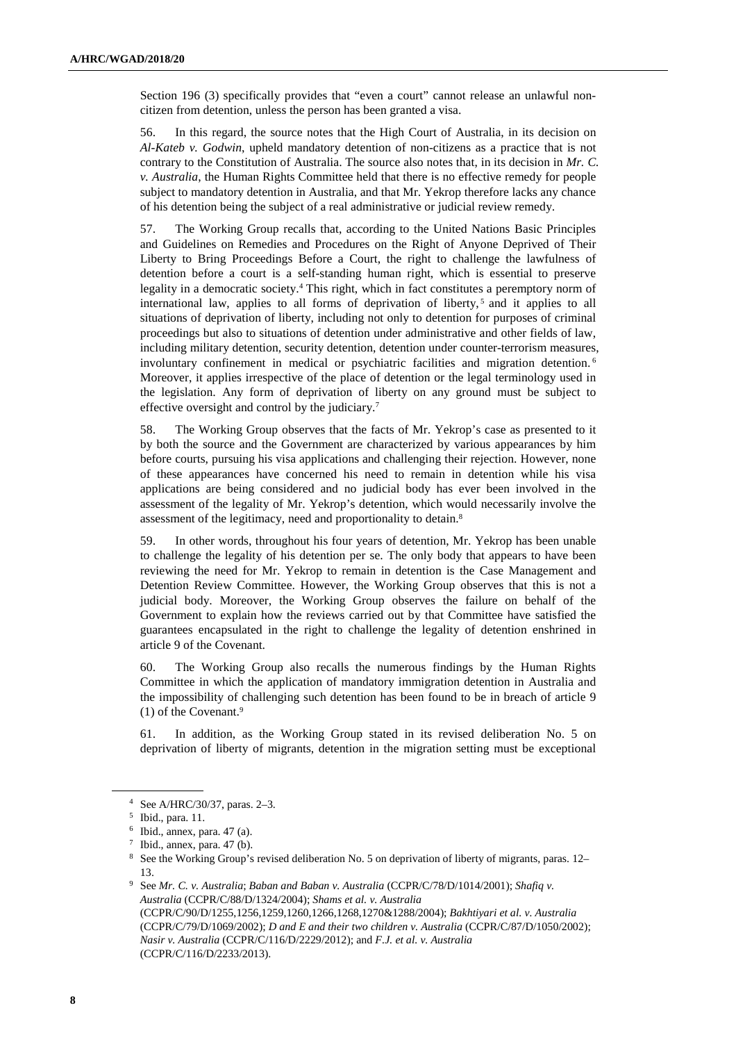Section 196 (3) specifically provides that "even a court" cannot release an unlawful non-citizen from detention, unless the person has been granted a visa.

56. In this regard, the source notes that the High Court of Australia, in its decision on *Al-Kateb v. Godwin*, upheld mandatory detention of non-citizens as a practice that is not contrary to the Constitution of Australia. The source also notes that, in its decision in *Mr. C. v. Australia*, the Human Rights Committee held that there is no effective remedy for people subject to mandatory detention in Australia, and that Mr. Yekrop therefore lacks any chance of his detention being the subject of a real administrative or judicial review remedy.

57. The Working Group recalls that, according to the United Nations Basic Principles and Guidelines on Remedies and Procedures on the Right of Anyone Deprived of Their Liberty to Bring Proceedings Before a Court, the right to challenge the lawfulness of detention before a court is a self-standing human right, which is essential to preserve legality in a democratic society.[4] This right, which in fact constitutes a peremptory norm of international law, applies to all forms of deprivation of liberty,[5] and it applies to all situations of deprivation of liberty, including not only to detention for purposes of criminal proceedings but also to situations of detention under administrative and other fields of law, including military detention, security detention, detention under counter-terrorism measures, involuntary confinement in medical or psychiatric facilities and migration detention.[6] Moreover, it applies irrespective of the place of detention or the legal terminology used in the legislation. Any form of deprivation of liberty on any ground must be subject to effective oversight and control by the judiciary.[7]

58. The Working Group observes that the facts of Mr. Yekrop's case as presented to it by both the source and the Government are characterized by various appearances by him before courts, pursuing his visa applications and challenging their rejection. However, none of these appearances have concerned his need to remain in detention while his visa applications are being considered and no judicial body has ever been involved in the assessment of the legality of Mr. Yekrop's detention, which would necessarily involve the assessment of the legitimacy, need and proportionality to detain.[8]

59. In other words, throughout his four years of detention, Mr. Yekrop has been unable to challenge the legality of his detention per se. The only body that appears to have been reviewing the need for Mr. Yekrop to remain in detention is the Case Management and Detention Review Committee. However, the Working Group observes that this is not a judicial body. Moreover, the Working Group observes the failure on behalf of the Government to explain how the reviews carried out by that Committee have satisfied the guarantees encapsulated in the right to challenge the legality of detention enshrined in article 9 of the Covenant.

60. The Working Group also recalls the numerous findings by the Human Rights Committee in which the application of mandatory immigration detention in Australia and the impossibility of challenging such detention has been found to be in breach of article 9 (1) of the Covenant.[9]

61. In addition, as the Working Group stated in its revised deliberation No. 5 on deprivation of liberty of migrants, detention in the migration setting must be exceptional

---

[4] See A/HRC/30/37, paras. 2–3.

[5] Ibid., para. 11.

[6] Ibid., annex, para. 47 (a).

[7] Ibid., annex, para. 47 (b).

[8] See the Working Group's revised deliberation No. 5 on deprivation of liberty of migrants, paras. 12–13.

[9] See *Mr. C. v. Australia*; *Baban and Baban v. Australia* (CCPR/C/78/D/1014/2001); *Shafiq v. Australia* (CCPR/C/88/D/1324/2004); *Shams et al. v. Australia* (CCPR/C/90/D/1255,1256,1259,1260,1266,1268,1270&1288/2004); *Bakhtiyari et al. v. Australia* (CCPR/C/79/D/1069/2002); *D and E and their two children v. Australia* (CCPR/C/87/D/1050/2002); *Nasir v. Australia* (CCPR/C/116/D/2229/2012); and *F.J. et al. v. Australia* (CCPR/C/116/D/2233/2013).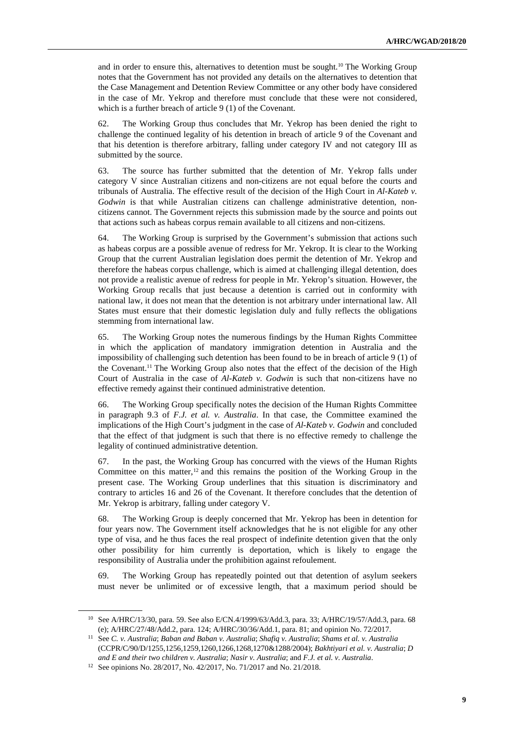and in order to ensure this, alternatives to detention must be sought.[10] The Working Group notes that the Government has not provided any details on the alternatives to detention that the Case Management and Detention Review Committee or any other body have considered in the case of Mr. Yekrop and therefore must conclude that these were not considered, which is a further breach of article 9 (1) of the Covenant.

62. The Working Group thus concludes that Mr. Yekrop has been denied the right to challenge the continued legality of his detention in breach of article 9 of the Covenant and that his detention is therefore arbitrary, falling under category IV and not category III as submitted by the source.

63. The source has further submitted that the detention of Mr. Yekrop falls under category V since Australian citizens and non-citizens are not equal before the courts and tribunals of Australia. The effective result of the decision of the High Court in *Al-Kateb v. Godwin* is that while Australian citizens can challenge administrative detention, non-citizens cannot. The Government rejects this submission made by the source and points out that actions such as habeas corpus remain available to all citizens and non-citizens.

64. The Working Group is surprised by the Government's submission that actions such as habeas corpus are a possible avenue of redress for Mr. Yekrop. It is clear to the Working Group that the current Australian legislation does permit the detention of Mr. Yekrop and therefore the habeas corpus challenge, which is aimed at challenging illegal detention, does not provide a realistic avenue of redress for people in Mr. Yekrop's situation. However, the Working Group recalls that just because a detention is carried out in conformity with national law, it does not mean that the detention is not arbitrary under international law. All States must ensure that their domestic legislation duly and fully reflects the obligations stemming from international law.

65. The Working Group notes the numerous findings by the Human Rights Committee in which the application of mandatory immigration detention in Australia and the impossibility of challenging such detention has been found to be in breach of article 9 (1) of the Covenant.[11] The Working Group also notes that the effect of the decision of the High Court of Australia in the case of *Al-Kateb v. Godwin* is such that non-citizens have no effective remedy against their continued administrative detention.

66. The Working Group specifically notes the decision of the Human Rights Committee in paragraph 9.3 of *F.J. et al. v. Australia*. In that case, the Committee examined the implications of the High Court's judgment in the case of *Al-Kateb v. Godwin* and concluded that the effect of that judgment is such that there is no effective remedy to challenge the legality of continued administrative detention.

67. In the past, the Working Group has concurred with the views of the Human Rights Committee on this matter,[12] and this remains the position of the Working Group in the present case. The Working Group underlines that this situation is discriminatory and contrary to articles 16 and 26 of the Covenant. It therefore concludes that the detention of Mr. Yekrop is arbitrary, falling under category V.

68. The Working Group is deeply concerned that Mr. Yekrop has been in detention for four years now. The Government itself acknowledges that he is not eligible for any other type of visa, and he thus faces the real prospect of indefinite detention given that the only other possibility for him currently is deportation, which is likely to engage the responsibility of Australia under the prohibition against refoulement.

69. The Working Group has repeatedly pointed out that detention of asylum seekers must never be unlimited or of excessive length, that a maximum period should be

---

[10] See A/HRC/13/30, para. 59. See also E/CN.4/1999/63/Add.3, para. 33; A/HRC/19/57/Add.3, para. 68 (e); A/HRC/27/48/Add.2, para. 124; A/HRC/30/36/Add.1, para. 81; and opinion No. 72/2017.

[11] See *C. v. Australia*; *Baban and Baban v. Australia*; *Shafiq v. Australia*; *Shams et al. v. Australia* (CCPR/C/90/D/1255,1256,1259,1260,1266,1268,1270&1288/2004); *Bakhtiyari et al. v. Australia*; *D and E and their two children v. Australia*; *Nasir v. Australia*; and *F.J. et al. v. Australia*.

[12] See opinions No. 28/2017, No. 42/2017, No. 71/2017 and No. 21/2018.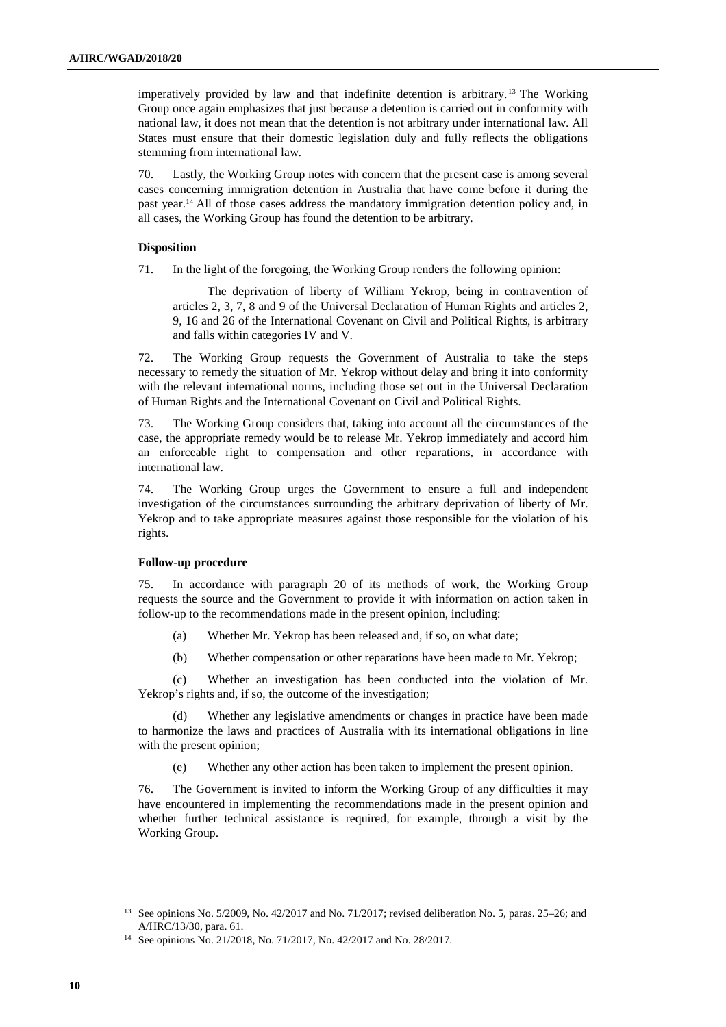imperatively provided by law and that indefinite detention is arbitrary.[13] The Working Group once again emphasizes that just because a detention is carried out in conformity with national law, it does not mean that the detention is not arbitrary under international law. All States must ensure that their domestic legislation duly and fully reflects the obligations stemming from international law.

70. Lastly, the Working Group notes with concern that the present case is among several cases concerning immigration detention in Australia that have come before it during the past year.[14] All of those cases address the mandatory immigration detention policy and, in all cases, the Working Group has found the detention to be arbitrary.

### Disposition

71. In the light of the foregoing, the Working Group renders the following opinion:

> The deprivation of liberty of William Yekrop, being in contravention of articles 2, 3, 7, 8 and 9 of the Universal Declaration of Human Rights and articles 2, 9, 16 and 26 of the International Covenant on Civil and Political Rights, is arbitrary and falls within categories IV and V.

72. The Working Group requests the Government of Australia to take the steps necessary to remedy the situation of Mr. Yekrop without delay and bring it into conformity with the relevant international norms, including those set out in the Universal Declaration of Human Rights and the International Covenant on Civil and Political Rights.

73. The Working Group considers that, taking into account all the circumstances of the case, the appropriate remedy would be to release Mr. Yekrop immediately and accord him an enforceable right to compensation and other reparations, in accordance with international law.

74. The Working Group urges the Government to ensure a full and independent investigation of the circumstances surrounding the arbitrary deprivation of liberty of Mr. Yekrop and to take appropriate measures against those responsible for the violation of his rights.

### Follow-up procedure

75. In accordance with paragraph 20 of its methods of work, the Working Group requests the source and the Government to provide it with information on action taken in follow-up to the recommendations made in the present opinion, including:

(a) Whether Mr. Yekrop has been released and, if so, on what date;

(b) Whether compensation or other reparations have been made to Mr. Yekrop;

(c) Whether an investigation has been conducted into the violation of Mr. Yekrop's rights and, if so, the outcome of the investigation;

(d) Whether any legislative amendments or changes in practice have been made to harmonize the laws and practices of Australia with its international obligations in line with the present opinion;

(e) Whether any other action has been taken to implement the present opinion.

76. The Government is invited to inform the Working Group of any difficulties it may have encountered in implementing the recommendations made in the present opinion and whether further technical assistance is required, for example, through a visit by the Working Group.

---

[13] See opinions No. 5/2009, No. 42/2017 and No. 71/2017; revised deliberation No. 5, paras. 25–26; and A/HRC/13/30, para. 61.

[14] See opinions No. 21/2018, No. 71/2017, No. 42/2017 and No. 28/2017.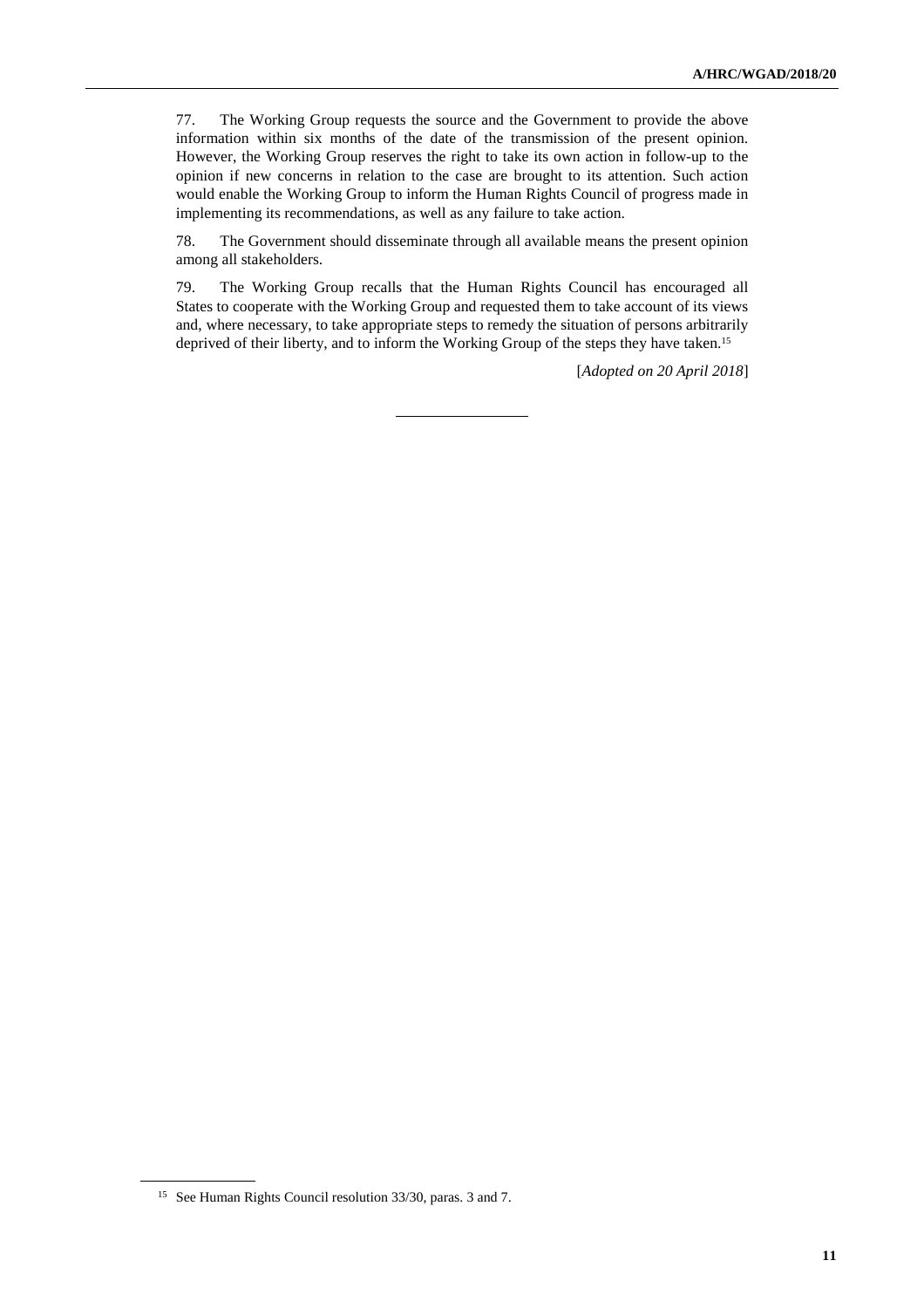77. The Working Group requests the source and the Government to provide the above information within six months of the date of the transmission of the present opinion. However, the Working Group reserves the right to take its own action in follow-up to the opinion if new concerns in relation to the case are brought to its attention. Such action would enable the Working Group to inform the Human Rights Council of progress made in implementing its recommendations, as well as any failure to take action.

78. The Government should disseminate through all available means the present opinion among all stakeholders.

79. The Working Group recalls that the Human Rights Council has encouraged all States to cooperate with the Working Group and requested them to take account of its views and, where necessary, to take appropriate steps to remedy the situation of persons arbitrarily deprived of their liberty, and to inform the Working Group of the steps they have taken.[15]

[*Adopted on 20 April 2018*]

---

[15] See Human Rights Council resolution 33/30, paras. 3 and 7.